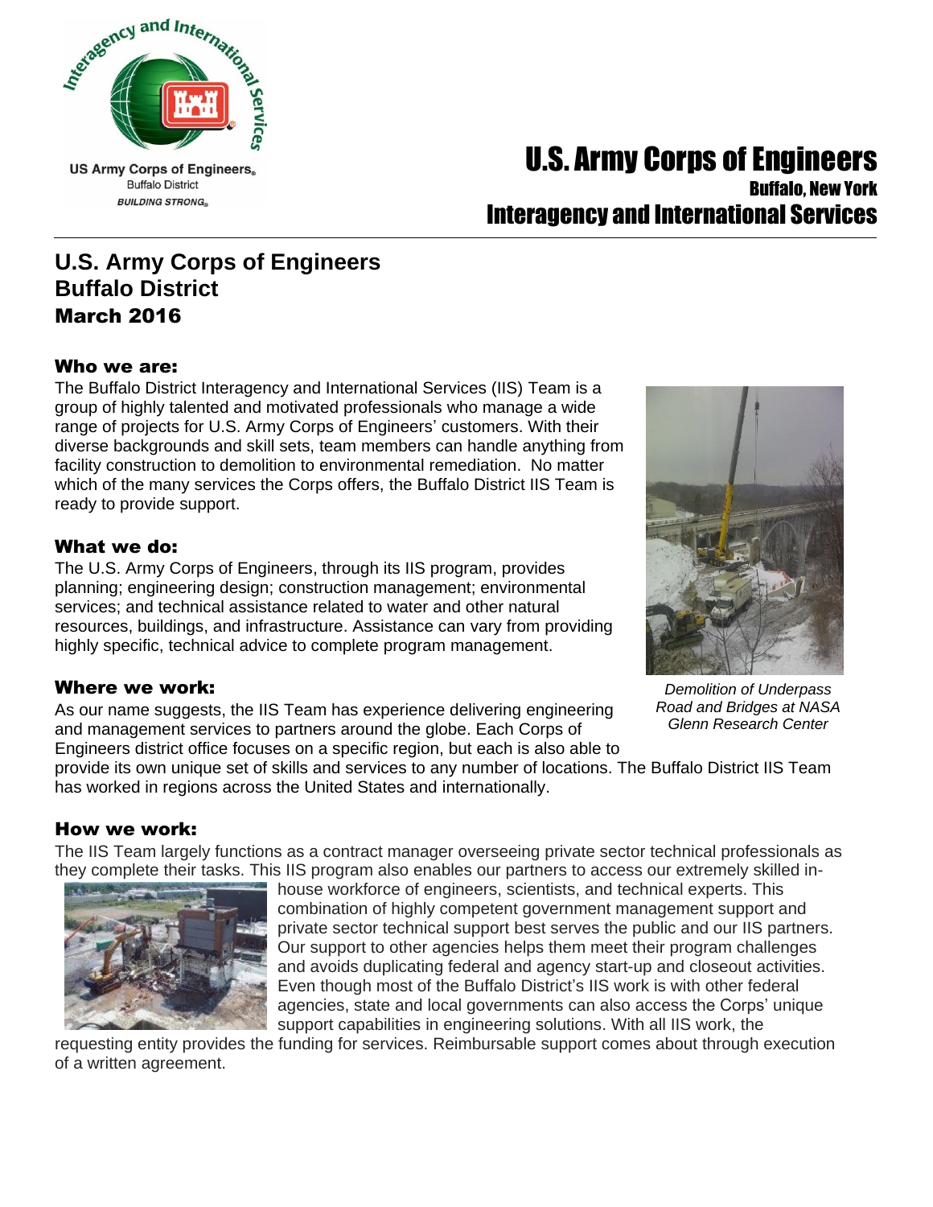US Army Corps of Engineers
Buffalo District
BUILDING STRONG

# U.S. Army Corps of Engineers
## Buffalo, New York
## Interagency and International Services

## U.S. Army Corps of Engineers
## Buffalo District
## March 2016

### Who we are:

The Buffalo District Interagency and International Services (IIS) Team is a group of highly talented and motivated professionals who manage a wide range of projects for U.S. Army Corps of Engineers' customers. With their diverse backgrounds and skill sets, team members can handle anything from facility construction to demolition to environmental remediation. No matter which of the many services the Corps offers, the Buffalo District IIS Team is ready to provide support.

### What we do:

The U.S. Army Corps of Engineers, through its IIS program, provides planning; engineering design; construction management; environmental services; and technical assistance related to water and other natural resources, buildings, and infrastructure. Assistance can vary from providing highly specific, technical advice to complete program management.

*Demolition of Underpass Road and Bridges at NASA Glenn Research Center*

### Where we work:

As our name suggests, the IIS Team has experience delivering engineering and management services to partners around the globe. Each Corps of Engineers district office focuses on a specific region, but each is also able to provide its own unique set of skills and services to any number of locations. The Buffalo District IIS Team has worked in regions across the United States and internationally.

### How we work:

The IIS Team largely functions as a contract manager overseeing private sector technical professionals as they complete their tasks. This IIS program also enables our partners to access our extremely skilled in-house workforce of engineers, scientists, and technical experts. This combination of highly competent government management support and private sector technical support best serves the public and our IIS partners. Our support to other agencies helps them meet their program challenges and avoids duplicating federal and agency start-up and closeout activities. Even though most of the Buffalo District's IIS work is with other federal agencies, state and local governments can also access the Corps' unique support capabilities in engineering solutions. With all IIS work, the requesting entity provides the funding for services. Reimbursable support comes about through execution of a written agreement.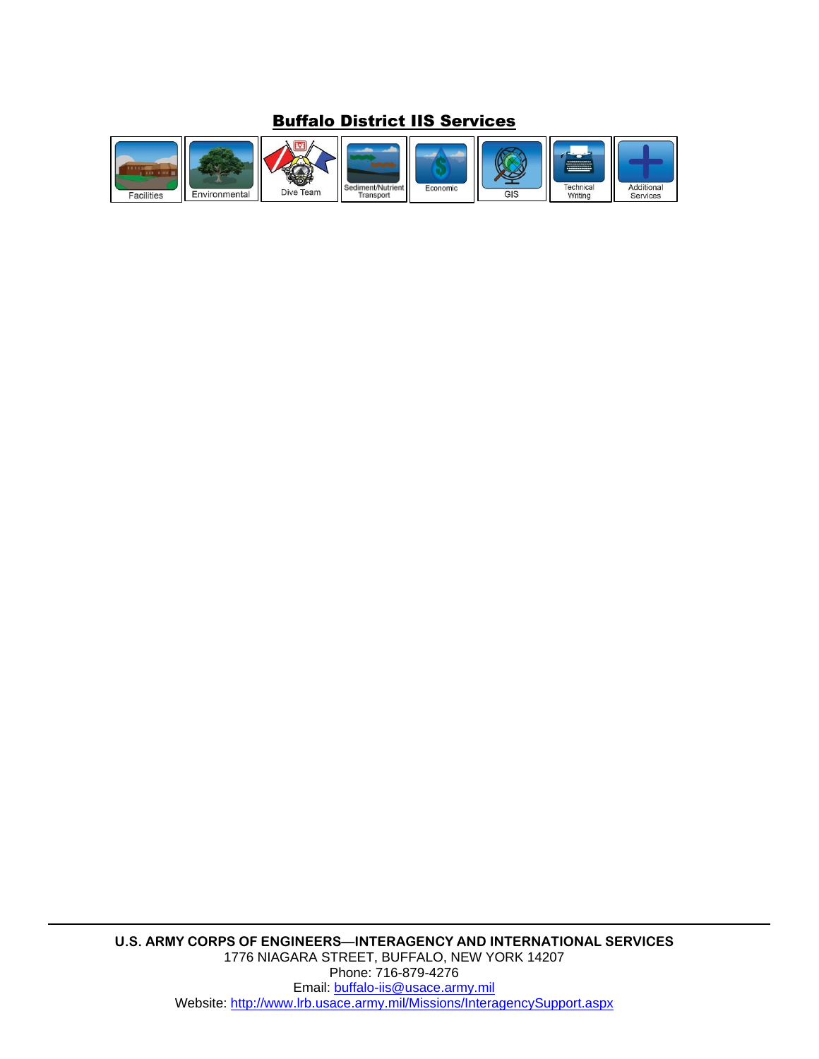## Buffalo District IIS Services

Facilities | Environmental | Dive Team | Sediment/Nutrient Transport | Economic | GIS | Technical Writing | Additional Services

**U.S. ARMY CORPS OF ENGINEERS—INTERAGENCY AND INTERNATIONAL SERVICES**
1776 NIAGARA STREET, BUFFALO, NEW YORK 14207
Phone: 716-879-4276
Email: buffalo-iis@usace.army.mil
Website: http://www.lrb.usace.army.mil/Missions/InteragencySupport.aspx